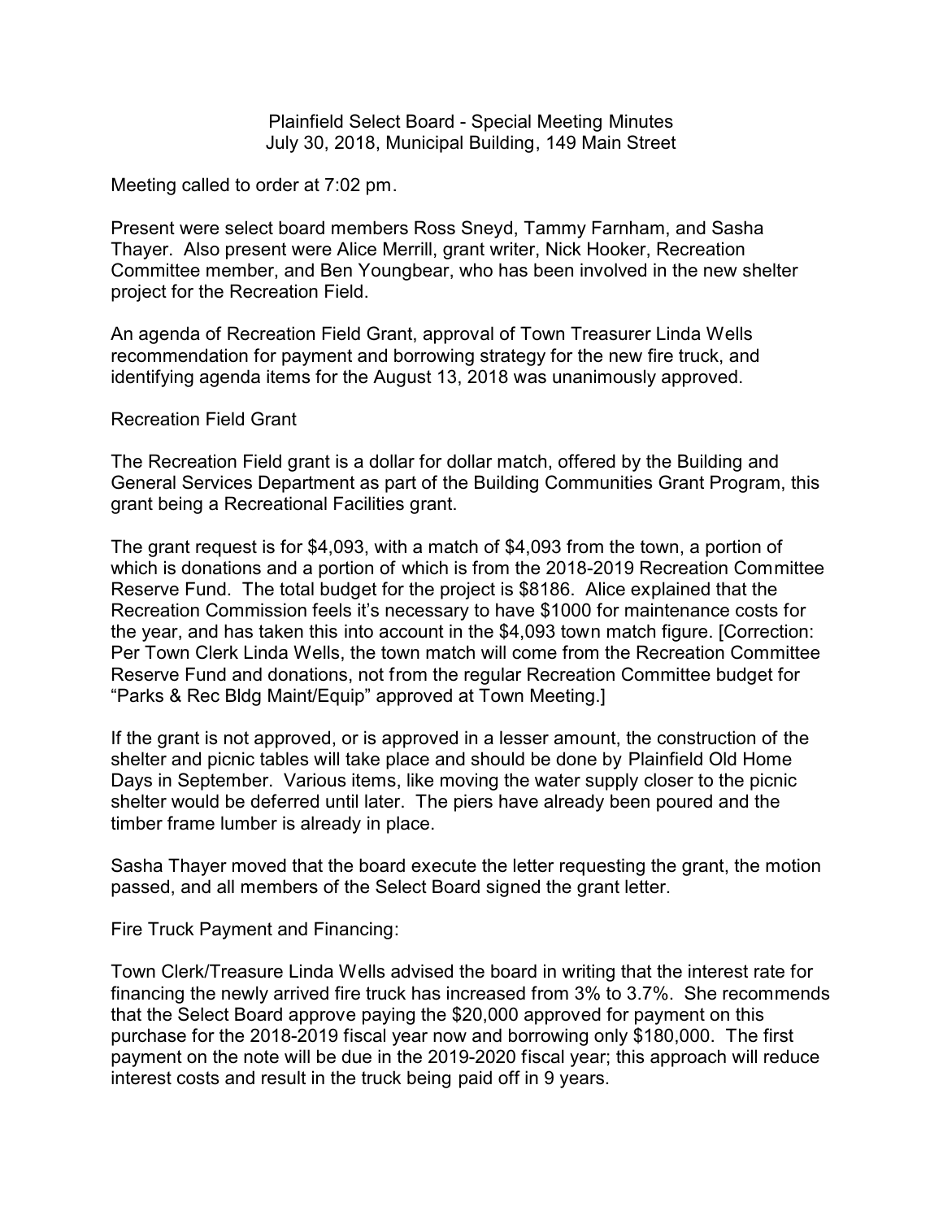Plainfield Select Board - Special Meeting Minutes
July 30, 2018, Municipal Building, 149 Main Street

Meeting called to order at 7:02 pm.

Present were select board members Ross Sneyd, Tammy Farnham, and Sasha Thayer. Also present were Alice Merrill, grant writer, Nick Hooker, Recreation Committee member, and Ben Youngbear, who has been involved in the new shelter project for the Recreation Field.

An agenda of Recreation Field Grant, approval of Town Treasurer Linda Wells recommendation for payment and borrowing strategy for the new fire truck, and identifying agenda items for the August 13, 2018 was unanimously approved.

Recreation Field Grant

The Recreation Field grant is a dollar for dollar match, offered by the Building and General Services Department as part of the Building Communities Grant Program, this grant being a Recreational Facilities grant.

The grant request is for $4,093, with a match of $4,093 from the town, a portion of which is donations and a portion of which is from the 2018-2019 Recreation Committee Reserve Fund. The total budget for the project is $8186. Alice explained that the Recreation Commission feels it's necessary to have $1000 for maintenance costs for the year, and has taken this into account in the $4,093 town match figure. [Correction: Per Town Clerk Linda Wells, the town match will come from the Recreation Committee Reserve Fund and donations, not from the regular Recreation Committee budget for "Parks & Rec Bldg Maint/Equip" approved at Town Meeting.]

If the grant is not approved, or is approved in a lesser amount, the construction of the shelter and picnic tables will take place and should be done by Plainfield Old Home Days in September. Various items, like moving the water supply closer to the picnic shelter would be deferred until later. The piers have already been poured and the timber frame lumber is already in place.

Sasha Thayer moved that the board execute the letter requesting the grant, the motion passed, and all members of the Select Board signed the grant letter.

Fire Truck Payment and Financing:

Town Clerk/Treasure Linda Wells advised the board in writing that the interest rate for financing the newly arrived fire truck has increased from 3% to 3.7%. She recommends that the Select Board approve paying the $20,000 approved for payment on this purchase for the 2018-2019 fiscal year now and borrowing only $180,000. The first payment on the note will be due in the 2019-2020 fiscal year; this approach will reduce interest costs and result in the truck being paid off in 9 years.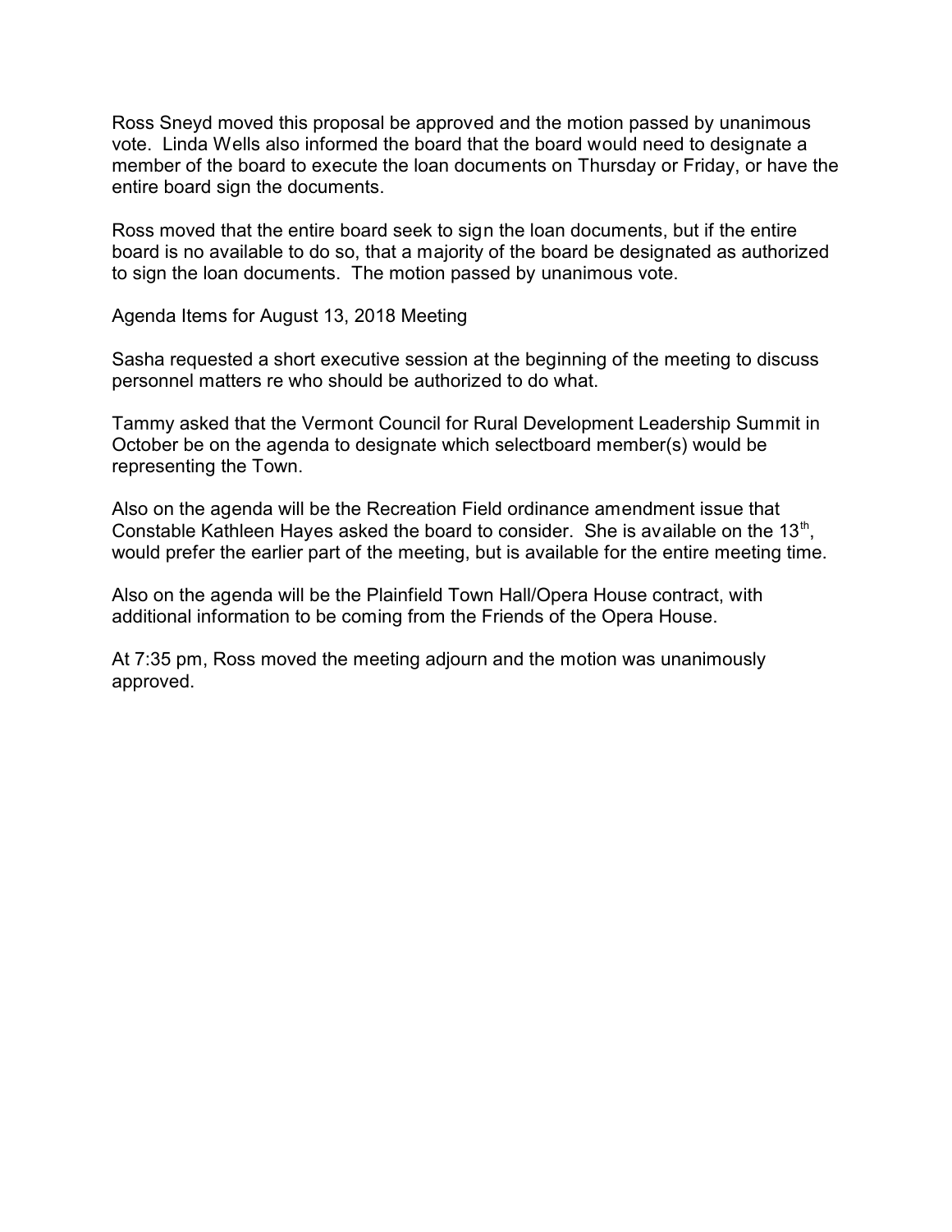Ross Sneyd moved this proposal be approved and the motion passed by unanimous vote. Linda Wells also informed the board that the board would need to designate a member of the board to execute the loan documents on Thursday or Friday, or have the entire board sign the documents.

Ross moved that the entire board seek to sign the loan documents, but if the entire board is no available to do so, that a majority of the board be designated as authorized to sign the loan documents. The motion passed by unanimous vote.

Agenda Items for August 13, 2018 Meeting

Sasha requested a short executive session at the beginning of the meeting to discuss personnel matters re who should be authorized to do what.

Tammy asked that the Vermont Council for Rural Development Leadership Summit in October be on the agenda to designate which selectboard member(s) would be representing the Town.

Also on the agenda will be the Recreation Field ordinance amendment issue that Constable Kathleen Hayes asked the board to consider. She is available on the 13th, would prefer the earlier part of the meeting, but is available for the entire meeting time.

Also on the agenda will be the Plainfield Town Hall/Opera House contract, with additional information to be coming from the Friends of the Opera House.

At 7:35 pm, Ross moved the meeting adjourn and the motion was unanimously approved.